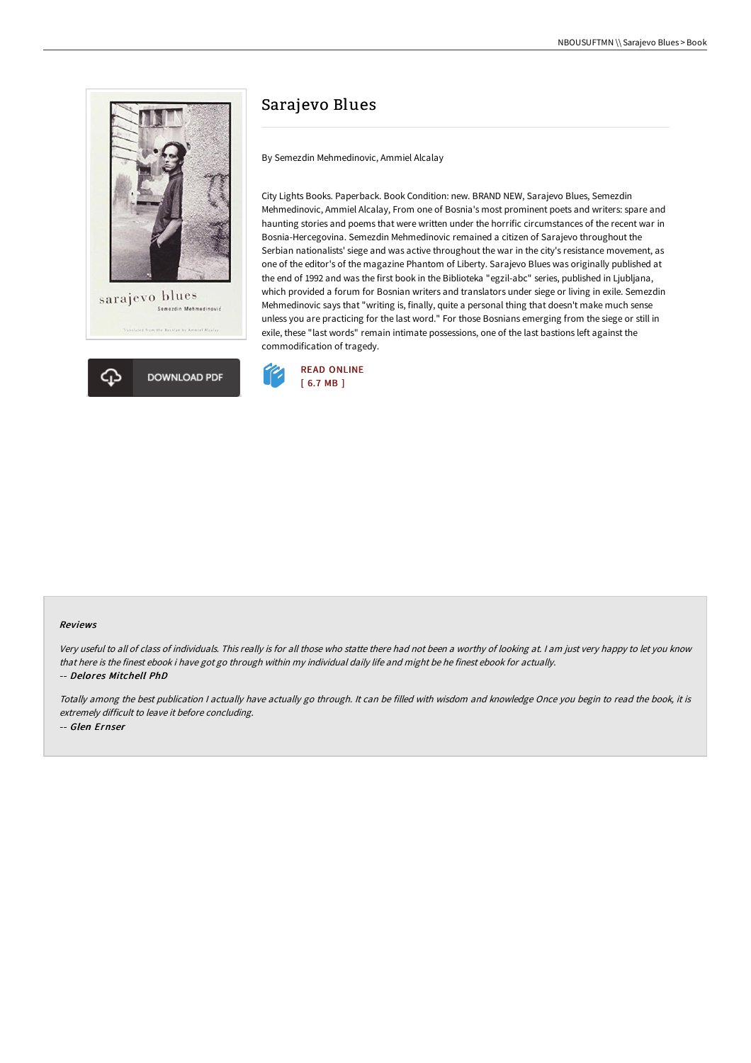# Sarajevo Blues

By Semezdin Mehmedinovic, Ammiel Alcalay

City Lights Books. Paperback. Book Condition: new. BRAND NEW, Sarajevo Blues, Semezdin Mehmedinovic, Ammiel Alcalay, From one of Bosnia's most prominent poets and writers: spare and haunting stories and poems that were written under the horrific circumstances of the recent war in Bosnia-Hercegovina. Semezdin Mehmedinovic remained a citizen of Sarajevo throughout the Serbian nationalists' siege and was active throughout the war in the city's resistance movement, as one of the editor's of the magazine Phantom of Liberty. Sarajevo Blues was originally published at the end of 1992 and was the first book in the Biblioteka "egzil-abc" series, published in Ljubljana, which provided a forum for Bosnian writers and translators under siege or living in exile. Semezdin Mehmedinovic says that "writing is, finally, quite a personal thing that doesn't make much sense unless you are practicing for the last word." For those Bosnians emerging from the siege or still in exile, these "last words" remain intimate possessions, one of the last bastions left against the commodification of tragedy.

DOWNLOAD PDF

READ ONLINE
[ 6.7 MB ]

#### Reviews

*Very useful to all of class of individuals. This really is for all those who statte there had not been a worthy of looking at. I am just very happy to let you know that here is the finest ebook i have got go through within my individual daily life and might be he finest ebook for actually.*

*-- Delores Mitchell PhD*

*Totally among the best publication I actually have actually go through. It can be filled with wisdom and knowledge Once you begin to read the book, it is extremely difficult to leave it before concluding.*

*-- Glen Ernser*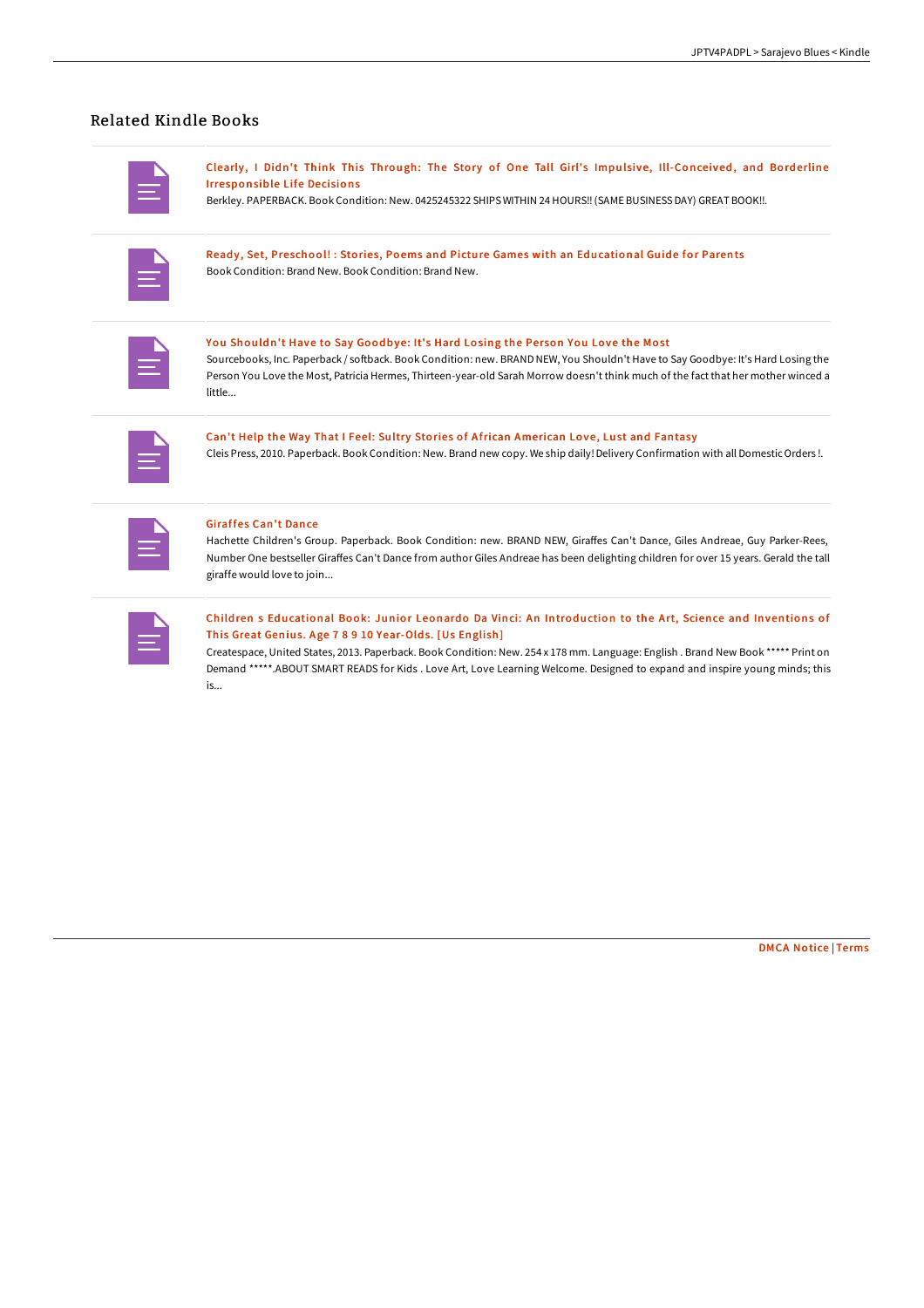## Related Kindle Books

**Clearly, I Didn't Think This Through: The Story of One Tall Girl's Impulsive, Ill-Conceived, and Borderline Irresponsible Life Decisions**

Berkley. PAPERBACK. Book Condition: New. 0425245322 SHIPS WITHIN 24 HOURS!! (SAME BUSINESS DAY) GREAT BOOK!!.

**Ready, Set, Preschool! : Stories, Poems and Picture Games with an Educational Guide for Parents**

Book Condition: Brand New. Book Condition: Brand New.

**You Shouldn't Have to Say Goodbye: It's Hard Losing the Person You Love the Most**

Sourcebooks, Inc. Paperback / softback. Book Condition: new. BRAND NEW, You Shouldn't Have to Say Goodbye: It's Hard Losing the Person You Love the Most, Patricia Hermes, Thirteen-year-old Sarah Morrow doesn't think much of the fact that her mother winced a little...

**Can't Help the Way That I Feel: Sultry Stories of African American Love, Lust and Fantasy**

Cleis Press, 2010. Paperback. Book Condition: New. Brand new copy. We ship daily! Delivery Confirmation with all Domestic Orders !.

**Giraffes Can't Dance**

Hachette Children's Group. Paperback. Book Condition: new. BRAND NEW, Giraffes Can't Dance, Giles Andreae, Guy Parker-Rees, Number One bestseller Giraffes Can't Dance from author Giles Andreae has been delighting children for over 15 years. Gerald the tall giraffe would love to join...

**Children s Educational Book: Junior Leonardo Da Vinci: An Introduction to the Art, Science and Inventions of This Great Genius. Age 7 8 9 10 Year-Olds. [Us English]**

Createspace, United States, 2013. Paperback. Book Condition: New. 254 x 178 mm. Language: English . Brand New Book ***** Print on Demand *****.ABOUT SMART READS for Kids . Love Art, Love Learning Welcome. Designed to expand and inspire young minds; this is...

DMCA Notice | Terms